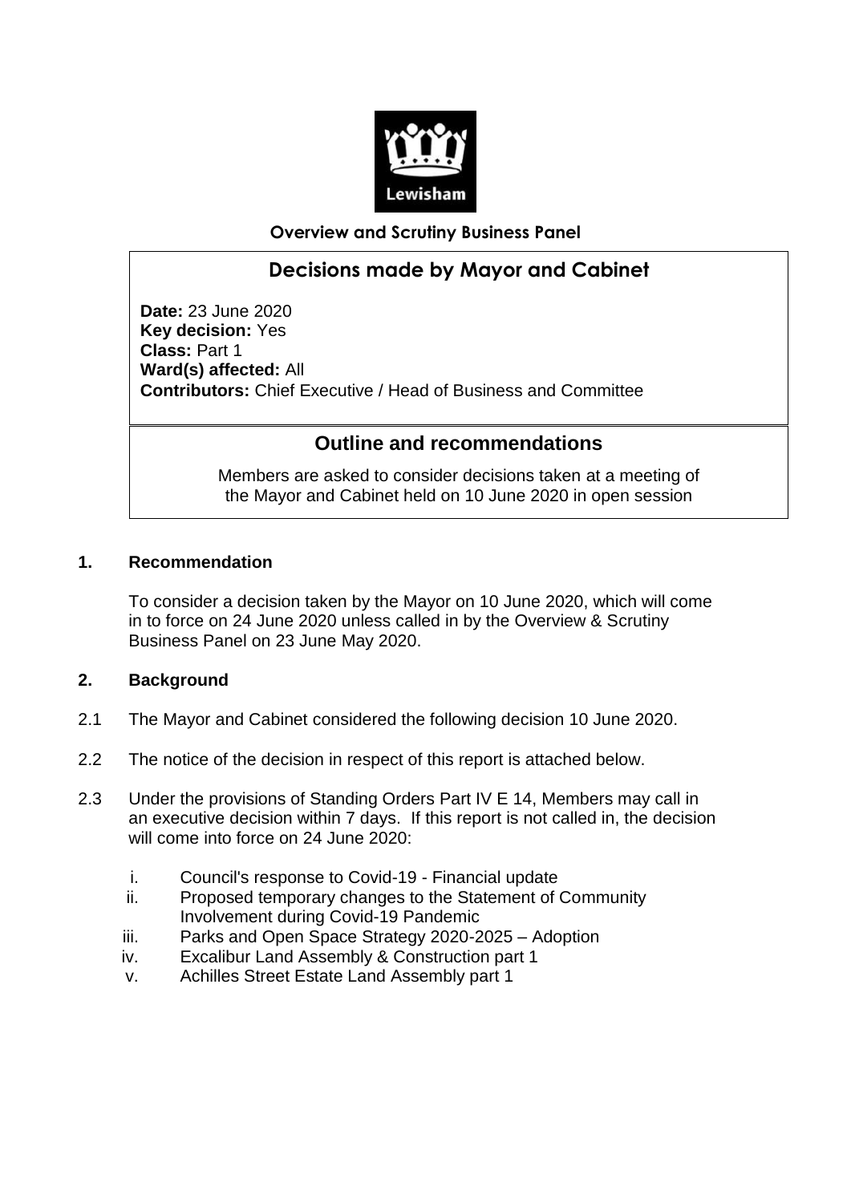Lewisham

**Overview and Scrutiny Business Panel**

# Decisions made by Mayor and Cabinet

**Date:** 23 June 2020
**Key decision:** Yes
**Class:** Part 1
**Ward(s) affected:** All
**Contributors:** Chief Executive / Head of Business and Committee

## Outline and recommendations

Members are asked to consider decisions taken at a meeting of the Mayor and Cabinet held on 10 June 2020 in open session

### 1. Recommendation

To consider a decision taken by the Mayor on 10 June 2020, which will come in to force on 24 June 2020 unless called in by the Overview & Scrutiny Business Panel on 23 June May 2020.

### 2. Background

2.1 The Mayor and Cabinet considered the following decision 10 June 2020.

2.2 The notice of the decision in respect of this report is attached below.

2.3 Under the provisions of Standing Orders Part IV E 14, Members may call in an executive decision within 7 days. If this report is not called in, the decision will come into force on 24 June 2020:

i. Council's response to Covid-19 - Financial update
ii. Proposed temporary changes to the Statement of Community Involvement during Covid-19 Pandemic
iii. Parks and Open Space Strategy 2020-2025 – Adoption
iv. Excalibur Land Assembly & Construction part 1
v. Achilles Street Estate Land Assembly part 1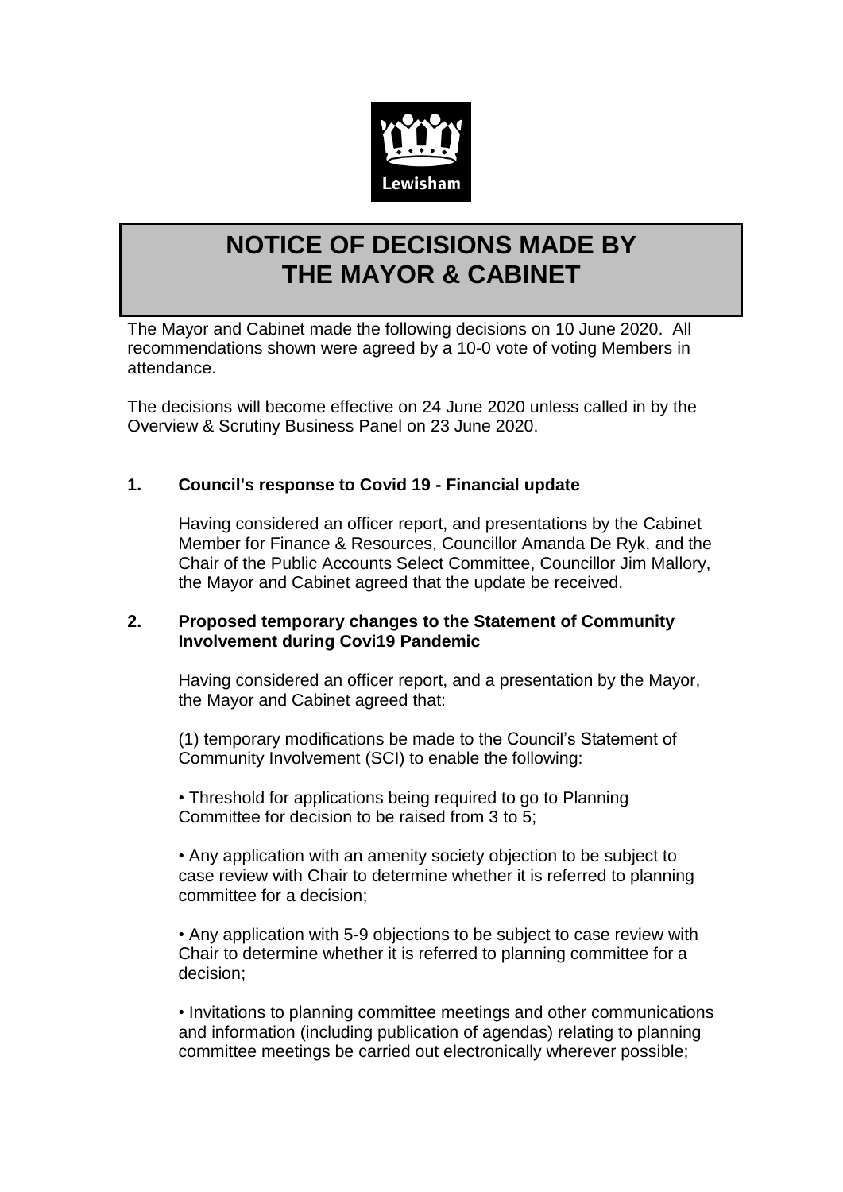# NOTICE OF DECISIONS MADE BY THE MAYOR & CABINET

The Mayor and Cabinet made the following decisions on 10 June 2020. All recommendations shown were agreed by a 10-0 vote of voting Members in attendance.

The decisions will become effective on 24 June 2020 unless called in by the Overview & Scrutiny Business Panel on 23 June 2020.

**1. Council's response to Covid 19 - Financial update**

Having considered an officer report, and presentations by the Cabinet Member for Finance & Resources, Councillor Amanda De Ryk, and the Chair of the Public Accounts Select Committee, Councillor Jim Mallory, the Mayor and Cabinet agreed that the update be received.

**2. Proposed temporary changes to the Statement of Community Involvement during Covi19 Pandemic**

Having considered an officer report, and a presentation by the Mayor, the Mayor and Cabinet agreed that:

(1) temporary modifications be made to the Council's Statement of Community Involvement (SCI) to enable the following:

• Threshold for applications being required to go to Planning Committee for decision to be raised from 3 to 5;

• Any application with an amenity society objection to be subject to case review with Chair to determine whether it is referred to planning committee for a decision;

• Any application with 5-9 objections to be subject to case review with Chair to determine whether it is referred to planning committee for a decision;

• Invitations to planning committee meetings and other communications and information (including publication of agendas) relating to planning committee meetings be carried out electronically wherever possible;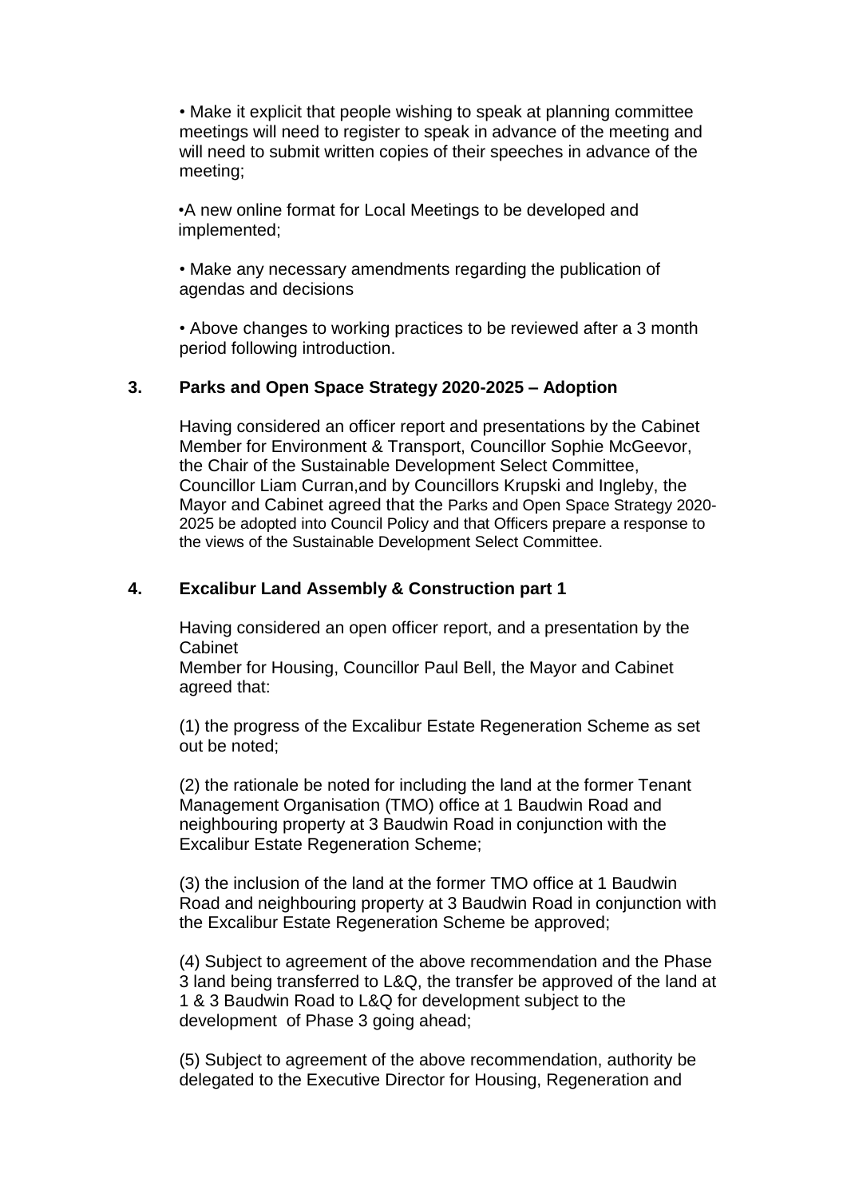- Make it explicit that people wishing to speak at planning committee meetings will need to register to speak in advance of the meeting and will need to submit written copies of their speeches in advance of the meeting;

- A new online format for Local Meetings to be developed and implemented;

- Make any necessary amendments regarding the publication of agendas and decisions

- Above changes to working practices to be reviewed after a 3 month period following introduction.

**3. Parks and Open Space Strategy 2020-2025 – Adoption**

Having considered an officer report and presentations by the Cabinet Member for Environment & Transport, Councillor Sophie McGeevor, the Chair of the Sustainable Development Select Committee, Councillor Liam Curran,and by Councillors Krupski and Ingleby, the Mayor and Cabinet agreed that the Parks and Open Space Strategy 2020-2025 be adopted into Council Policy and that Officers prepare a response to the views of the Sustainable Development Select Committee.

**4. Excalibur Land Assembly & Construction part 1**

Having considered an open officer report, and a presentation by the Cabinet
Member for Housing, Councillor Paul Bell, the Mayor and Cabinet agreed that:

(1) the progress of the Excalibur Estate Regeneration Scheme as set out be noted;

(2) the rationale be noted for including the land at the former Tenant Management Organisation (TMO) office at 1 Baudwin Road and neighbouring property at 3 Baudwin Road in conjunction with the Excalibur Estate Regeneration Scheme;

(3) the inclusion of the land at the former TMO office at 1 Baudwin Road and neighbouring property at 3 Baudwin Road in conjunction with the Excalibur Estate Regeneration Scheme be approved;

(4) Subject to agreement of the above recommendation and the Phase 3 land being transferred to L&Q, the transfer be approved of the land at 1 & 3 Baudwin Road to L&Q for development subject to the development of Phase 3 going ahead;

(5) Subject to agreement of the above recommendation, authority be delegated to the Executive Director for Housing, Regeneration and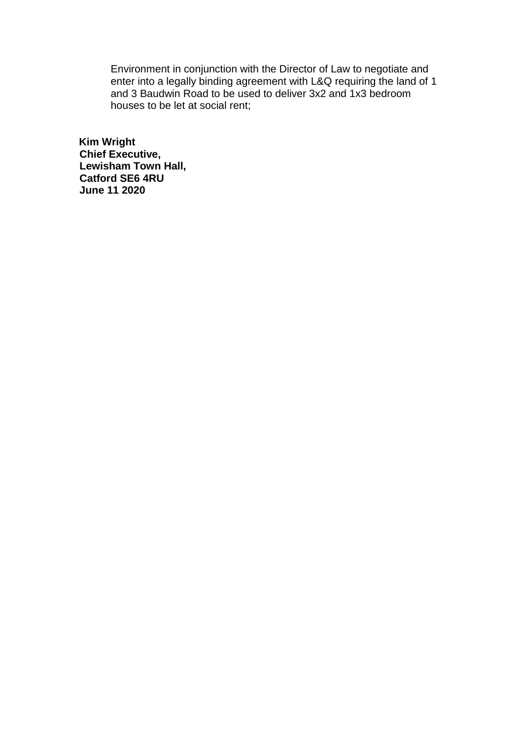Environment in conjunction with the Director of Law to negotiate and enter into a legally binding agreement with L&Q requiring the land of 1 and 3 Baudwin Road to be used to deliver 3x2 and 1x3 bedroom houses to be let at social rent;

**Kim Wright**
**Chief Executive,**
**Lewisham Town Hall,**
**Catford SE6 4RU**
**June 11 2020**